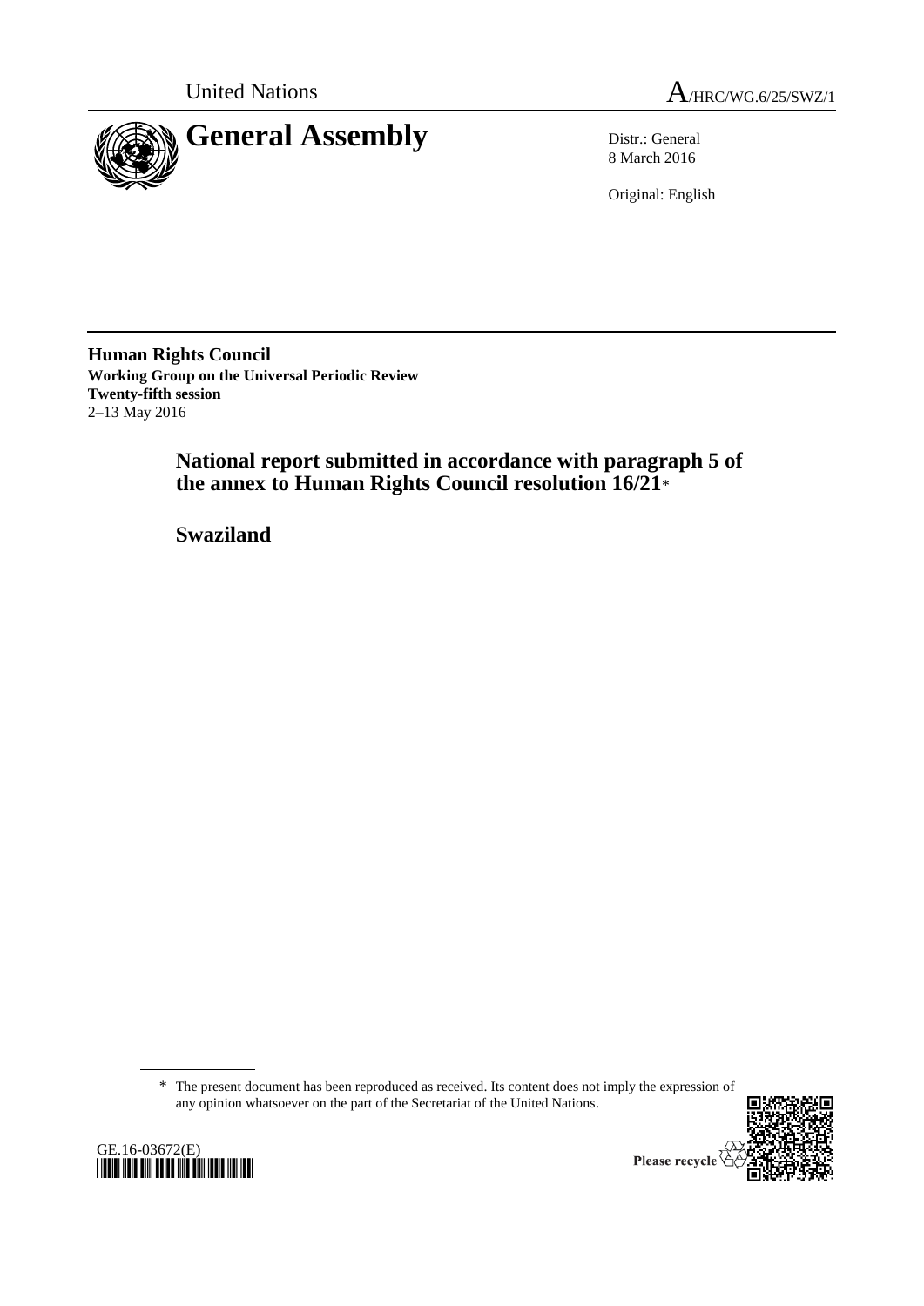United Nations

A/HRC/WG.6/25/SWZ/1

# General Assembly

Distr.: General
8 March 2016

Original: English

**Human Rights Council**
**Working Group on the Universal Periodic Review**
**Twenty-fifth session**
2–13 May 2016

## National report submitted in accordance with paragraph 5 of the annex to Human Rights Council resolution 16/21*

## Swaziland

\* The present document has been reproduced as received. Its content does not imply the expression of any opinion whatsoever on the part of the Secretariat of the United Nations.

GE.16-03672(E)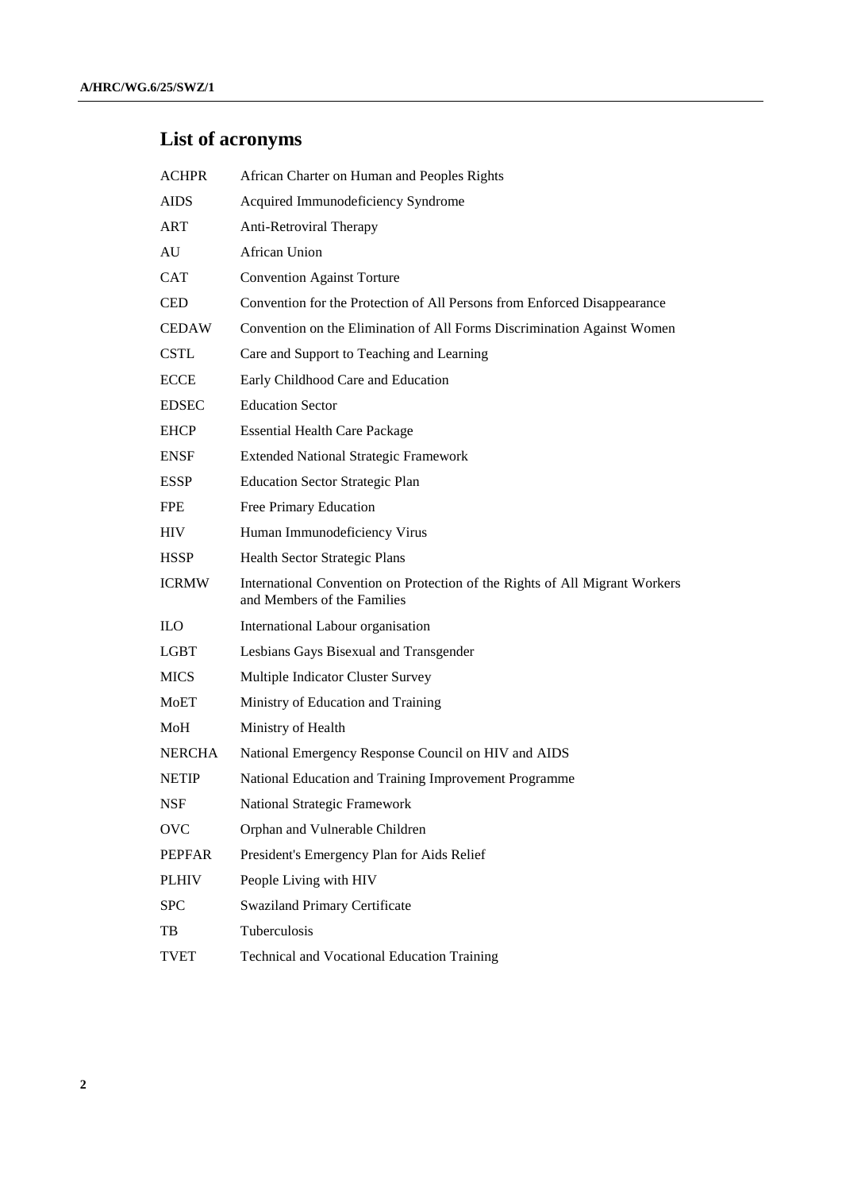# List of acronyms

| | |
|---|---|
| ACHPR | African Charter on Human and Peoples Rights |
| AIDS | Acquired Immunodeficiency Syndrome |
| ART | Anti-Retroviral Therapy |
| AU | African Union |
| CAT | Convention Against Torture |
| CED | Convention for the Protection of All Persons from Enforced Disappearance |
| CEDAW | Convention on the Elimination of All Forms Discrimination Against Women |
| CSTL | Care and Support to Teaching and Learning |
| ECCE | Early Childhood Care and Education |
| EDSEC | Education Sector |
| EHCP | Essential Health Care Package |
| ENSF | Extended National Strategic Framework |
| ESSP | Education Sector Strategic Plan |
| FPE | Free Primary Education |
| HIV | Human Immunodeficiency Virus |
| HSSP | Health Sector Strategic Plans |
| ICRMW | International Convention on Protection of the Rights of All Migrant Workers and Members of the Families |
| ILO | International Labour organisation |
| LGBT | Lesbians Gays Bisexual and Transgender |
| MICS | Multiple Indicator Cluster Survey |
| MoET | Ministry of Education and Training |
| MoH | Ministry of Health |
| NERCHA | National Emergency Response Council on HIV and AIDS |
| NETIP | National Education and Training Improvement Programme |
| NSF | National Strategic Framework |
| OVC | Orphan and Vulnerable Children |
| PEPFAR | President's Emergency Plan for Aids Relief |
| PLHIV | People Living with HIV |
| SPC | Swaziland Primary Certificate |
| TB | Tuberculosis |
| TVET | Technical and Vocational Education Training |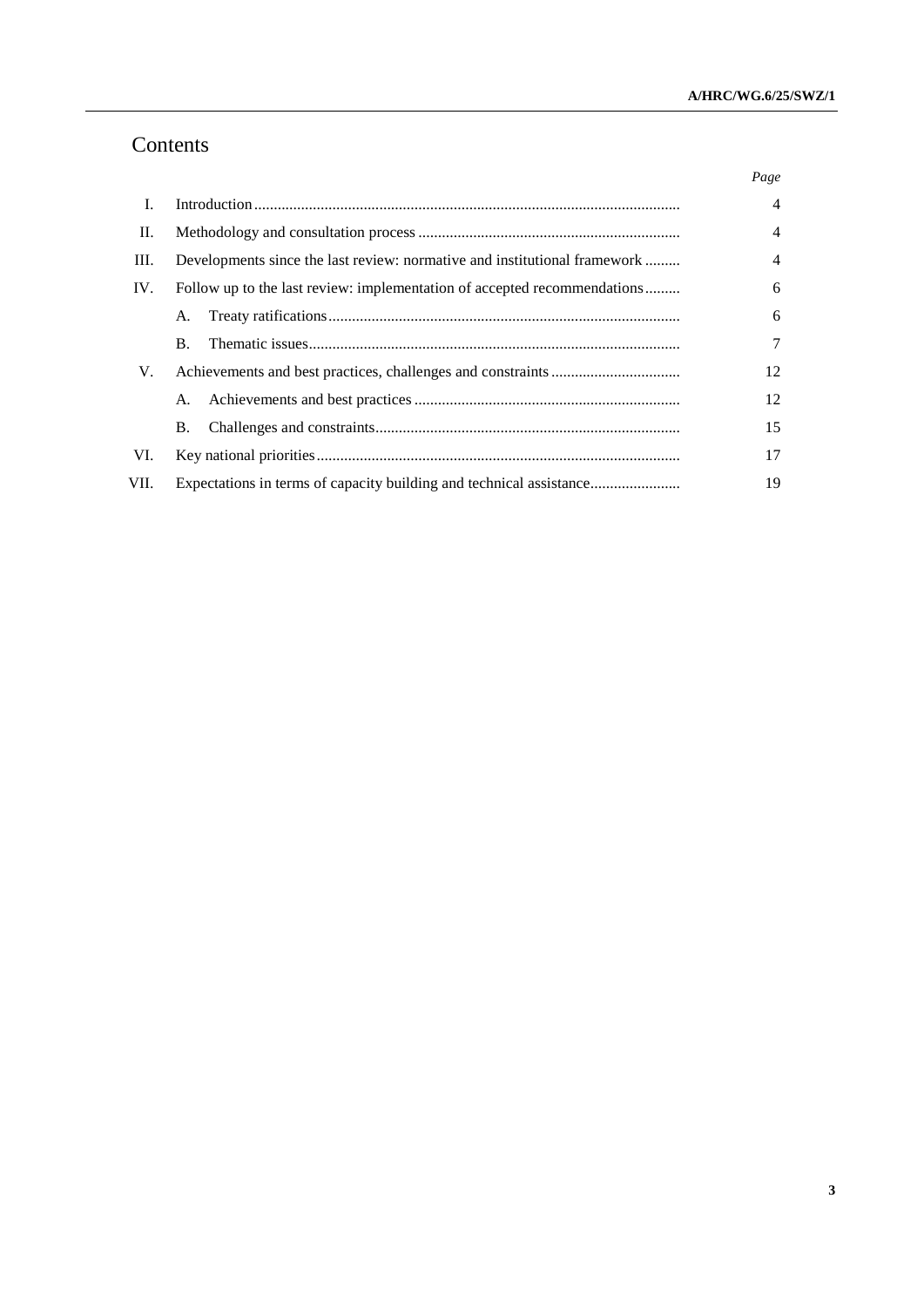# Contents

| | | *Page* |
|---|---|---|
| I. | Introduction | 4 |
| II. | Methodology and consultation process | 4 |
| III. | Developments since the last review: normative and institutional framework | 4 |
| IV. | Follow up to the last review: implementation of accepted recommendations | 6 |
| | A. Treaty ratifications | 6 |
| | B. Thematic issues | 7 |
| V. | Achievements and best practices, challenges and constraints | 12 |
| | A. Achievements and best practices | 12 |
| | B. Challenges and constraints | 15 |
| VI. | Key national priorities | 17 |
| VII. | Expectations in terms of capacity building and technical assistance | 19 |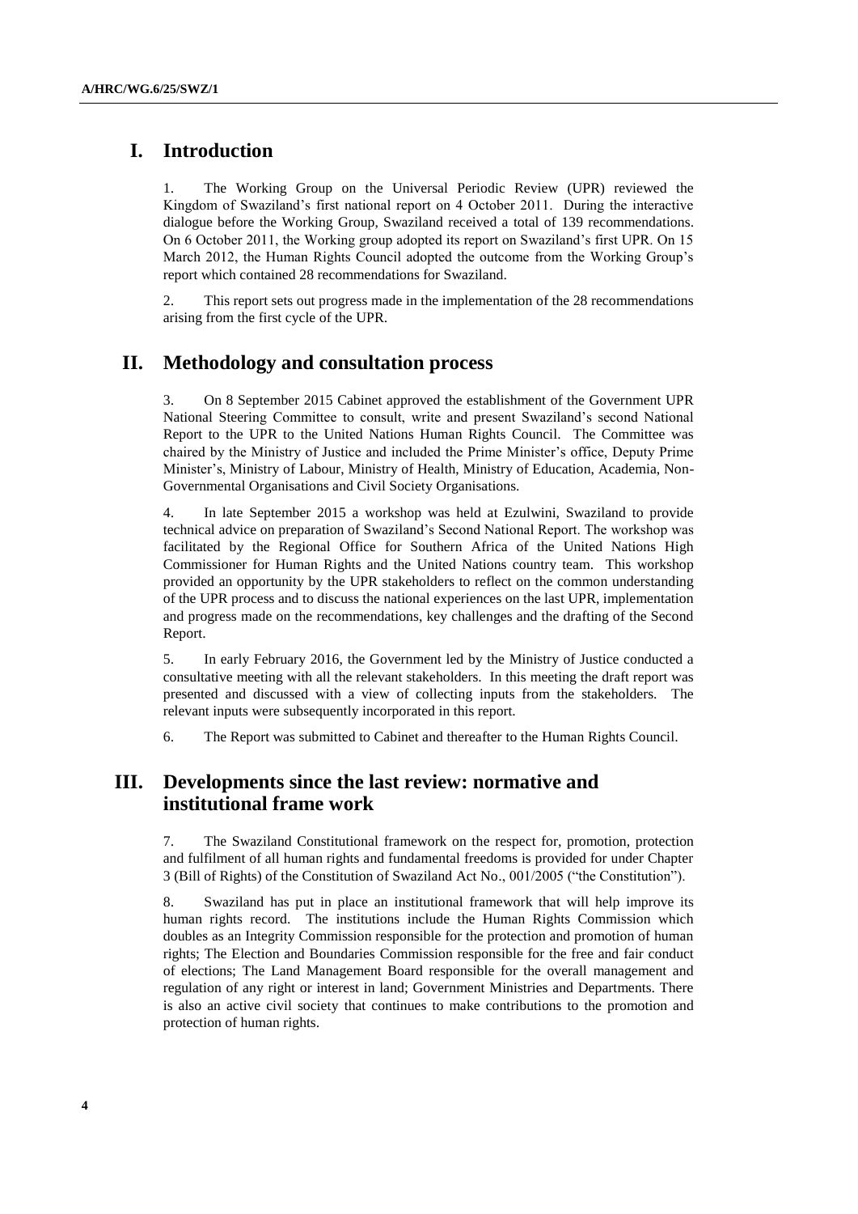## I. Introduction

1. The Working Group on the Universal Periodic Review (UPR) reviewed the Kingdom of Swaziland's first national report on 4 October 2011. During the interactive dialogue before the Working Group, Swaziland received a total of 139 recommendations. On 6 October 2011, the Working group adopted its report on Swaziland's first UPR. On 15 March 2012, the Human Rights Council adopted the outcome from the Working Group's report which contained 28 recommendations for Swaziland.

2. This report sets out progress made in the implementation of the 28 recommendations arising from the first cycle of the UPR.

## II. Methodology and consultation process

3. On 8 September 2015 Cabinet approved the establishment of the Government UPR National Steering Committee to consult, write and present Swaziland's second National Report to the UPR to the United Nations Human Rights Council. The Committee was chaired by the Ministry of Justice and included the Prime Minister's office, Deputy Prime Minister's, Ministry of Labour, Ministry of Health, Ministry of Education, Academia, Non-Governmental Organisations and Civil Society Organisations.

4. In late September 2015 a workshop was held at Ezulwini, Swaziland to provide technical advice on preparation of Swaziland's Second National Report. The workshop was facilitated by the Regional Office for Southern Africa of the United Nations High Commissioner for Human Rights and the United Nations country team. This workshop provided an opportunity by the UPR stakeholders to reflect on the common understanding of the UPR process and to discuss the national experiences on the last UPR, implementation and progress made on the recommendations, key challenges and the drafting of the Second Report.

5. In early February 2016, the Government led by the Ministry of Justice conducted a consultative meeting with all the relevant stakeholders. In this meeting the draft report was presented and discussed with a view of collecting inputs from the stakeholders. The relevant inputs were subsequently incorporated in this report.

6. The Report was submitted to Cabinet and thereafter to the Human Rights Council.

## III. Developments since the last review: normative and institutional frame work

7. The Swaziland Constitutional framework on the respect for, promotion, protection and fulfilment of all human rights and fundamental freedoms is provided for under Chapter 3 (Bill of Rights) of the Constitution of Swaziland Act No., 001/2005 ("the Constitution").

8. Swaziland has put in place an institutional framework that will help improve its human rights record. The institutions include the Human Rights Commission which doubles as an Integrity Commission responsible for the protection and promotion of human rights; The Election and Boundaries Commission responsible for the free and fair conduct of elections; The Land Management Board responsible for the overall management and regulation of any right or interest in land; Government Ministries and Departments. There is also an active civil society that continues to make contributions to the promotion and protection of human rights.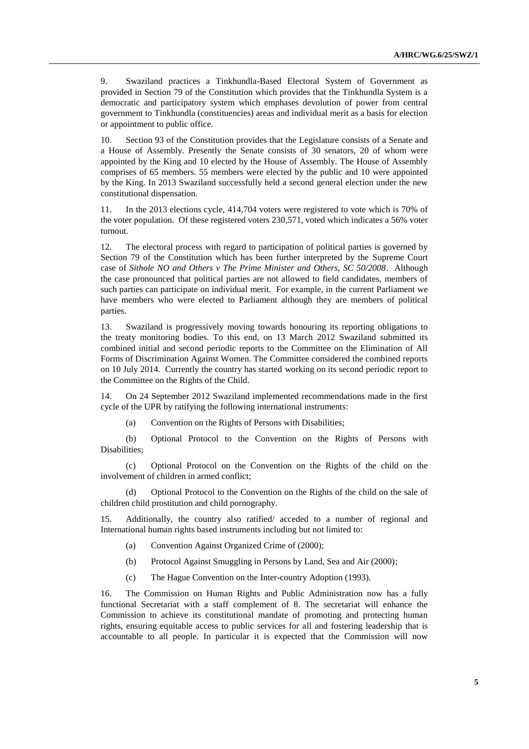9. Swaziland practices a Tinkhundla-Based Electoral System of Government as provided in Section 79 of the Constitution which provides that the Tinkhundla System is a democratic and participatory system which emphases devolution of power from central government to Tinkhundla (constituencies) areas and individual merit as a basis for election or appointment to public office.

10. Section 93 of the Constitution provides that the Legislature consists of a Senate and a House of Assembly. Presently the Senate consists of 30 senators, 20 of whom were appointed by the King and 10 elected by the House of Assembly. The House of Assembly comprises of 65 members. 55 members were elected by the public and 10 were appointed by the King. In 2013 Swaziland successfully held a second general election under the new constitutional dispensation.

11. In the 2013 elections cycle, 414,704 voters were registered to vote which is 70% of the voter population. Of these registered voters 230,571, voted which indicates a 56% voter turnout.

12. The electoral process with regard to participation of political parties is governed by Section 79 of the Constitution which has been further interpreted by the Supreme Court case of *Sithole NO and Others v The Prime Minister and Others, SC 50/2008*. Although the case pronounced that political parties are not allowed to field candidates, members of such parties can participate on individual merit. For example, in the current Parliament we have members who were elected to Parliament although they are members of political parties.

13. Swaziland is progressively moving towards honouring its reporting obligations to the treaty monitoring bodies. To this end, on 13 March 2012 Swaziland submitted its combined initial and second periodic reports to the Committee on the Elimination of All Forms of Discrimination Against Women. The Committee considered the combined reports on 10 July 2014. Currently the country has started working on its second periodic report to the Committee on the Rights of the Child.

14. On 24 September 2012 Swaziland implemented recommendations made in the first cycle of the UPR by ratifying the following international instruments:

(a) Convention on the Rights of Persons with Disabilities;

(b) Optional Protocol to the Convention on the Rights of Persons with Disabilities;

(c) Optional Protocol on the Convention on the Rights of the child on the involvement of children in armed conflict;

(d) Optional Protocol to the Convention on the Rights of the child on the sale of children child prostitution and child pornography.

15. Additionally, the country also ratified/ acceded to a number of regional and International human rights based instruments including but not limited to:

(a) Convention Against Organized Crime of (2000);

(b) Protocol Against Smuggling in Persons by Land, Sea and Air (2000);

(c) The Hague Convention on the Inter-country Adoption (1993).

16. The Commission on Human Rights and Public Administration now has a fully functional Secretariat with a staff complement of 8. The secretariat will enhance the Commission to achieve its constitutional mandate of promoting and protecting human rights, ensuring equitable access to public services for all and fostering leadership that is accountable to all people. In particular it is expected that the Commission will now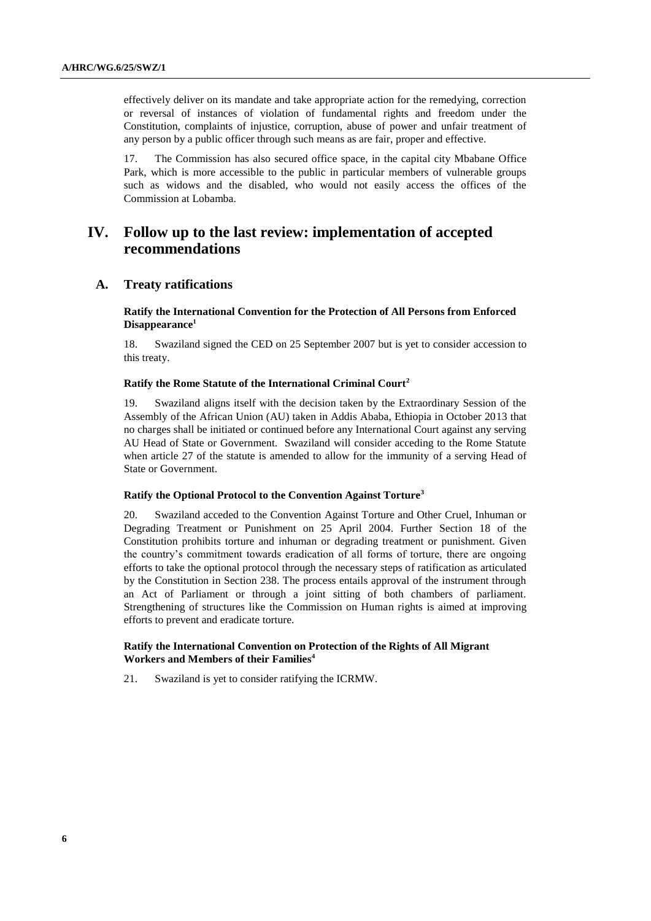effectively deliver on its mandate and take appropriate action for the remedying, correction or reversal of instances of violation of fundamental rights and freedom under the Constitution, complaints of injustice, corruption, abuse of power and unfair treatment of any person by a public officer through such means as are fair, proper and effective.

17. The Commission has also secured office space, in the capital city Mbabane Office Park, which is more accessible to the public in particular members of vulnerable groups such as widows and the disabled, who would not easily access the offices of the Commission at Lobamba.

# IV. Follow up to the last review: implementation of accepted recommendations

## A. Treaty ratifications

### Ratify the International Convention for the Protection of All Persons from Enforced Disappearance[1]

18. Swaziland signed the CED on 25 September 2007 but is yet to consider accession to this treaty.

### Ratify the Rome Statute of the International Criminal Court[2]

19. Swaziland aligns itself with the decision taken by the Extraordinary Session of the Assembly of the African Union (AU) taken in Addis Ababa, Ethiopia in October 2013 that no charges shall be initiated or continued before any International Court against any serving AU Head of State or Government. Swaziland will consider acceding to the Rome Statute when article 27 of the statute is amended to allow for the immunity of a serving Head of State or Government.

### Ratify the Optional Protocol to the Convention Against Torture[3]

20. Swaziland acceded to the Convention Against Torture and Other Cruel, Inhuman or Degrading Treatment or Punishment on 25 April 2004. Further Section 18 of the Constitution prohibits torture and inhuman or degrading treatment or punishment. Given the country's commitment towards eradication of all forms of torture, there are ongoing efforts to take the optional protocol through the necessary steps of ratification as articulated by the Constitution in Section 238. The process entails approval of the instrument through an Act of Parliament or through a joint sitting of both chambers of parliament. Strengthening of structures like the Commission on Human rights is aimed at improving efforts to prevent and eradicate torture.

### Ratify the International Convention on Protection of the Rights of All Migrant Workers and Members of their Families[4]

21. Swaziland is yet to consider ratifying the ICRMW.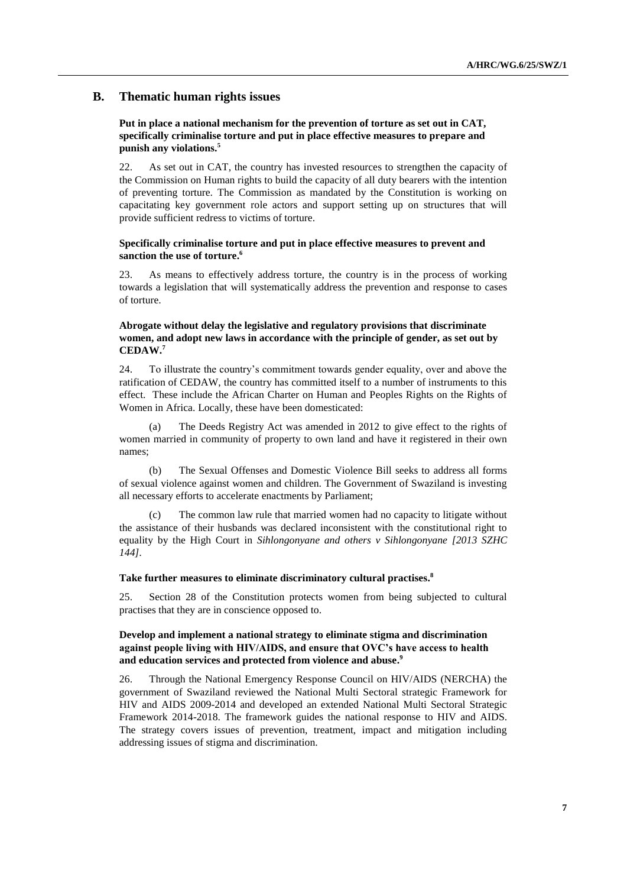## B. Thematic human rights issues

**Put in place a national mechanism for the prevention of torture as set out in CAT, specifically criminalise torture and put in place effective measures to prepare and punish any violations.**[5]

22. As set out in CAT, the country has invested resources to strengthen the capacity of the Commission on Human rights to build the capacity of all duty bearers with the intention of preventing torture. The Commission as mandated by the Constitution is working on capacitating key government role actors and support setting up on structures that will provide sufficient redress to victims of torture.

**Specifically criminalise torture and put in place effective measures to prevent and sanction the use of torture.**[6]

23. As means to effectively address torture, the country is in the process of working towards a legislation that will systematically address the prevention and response to cases of torture.

**Abrogate without delay the legislative and regulatory provisions that discriminate women, and adopt new laws in accordance with the principle of gender, as set out by CEDAW.**[7]

24. To illustrate the country's commitment towards gender equality, over and above the ratification of CEDAW, the country has committed itself to a number of instruments to this effect. These include the African Charter on Human and Peoples Rights on the Rights of Women in Africa. Locally, these have been domesticated:

(a) The Deeds Registry Act was amended in 2012 to give effect to the rights of women married in community of property to own land and have it registered in their own names;

(b) The Sexual Offenses and Domestic Violence Bill seeks to address all forms of sexual violence against women and children. The Government of Swaziland is investing all necessary efforts to accelerate enactments by Parliament;

(c) The common law rule that married women had no capacity to litigate without the assistance of their husbands was declared inconsistent with the constitutional right to equality by the High Court in *Sihlongonyane and others v Sihlongonyane [2013 SZHC 144]*.

**Take further measures to eliminate discriminatory cultural practises.**[8]

25. Section 28 of the Constitution protects women from being subjected to cultural practises that they are in conscience opposed to.

**Develop and implement a national strategy to eliminate stigma and discrimination against people living with HIV/AIDS, and ensure that OVC's have access to health and education services and protected from violence and abuse.**[9]

26. Through the National Emergency Response Council on HIV/AIDS (NERCHA) the government of Swaziland reviewed the National Multi Sectoral strategic Framework for HIV and AIDS 2009-2014 and developed an extended National Multi Sectoral Strategic Framework 2014-2018. The framework guides the national response to HIV and AIDS. The strategy covers issues of prevention, treatment, impact and mitigation including addressing issues of stigma and discrimination.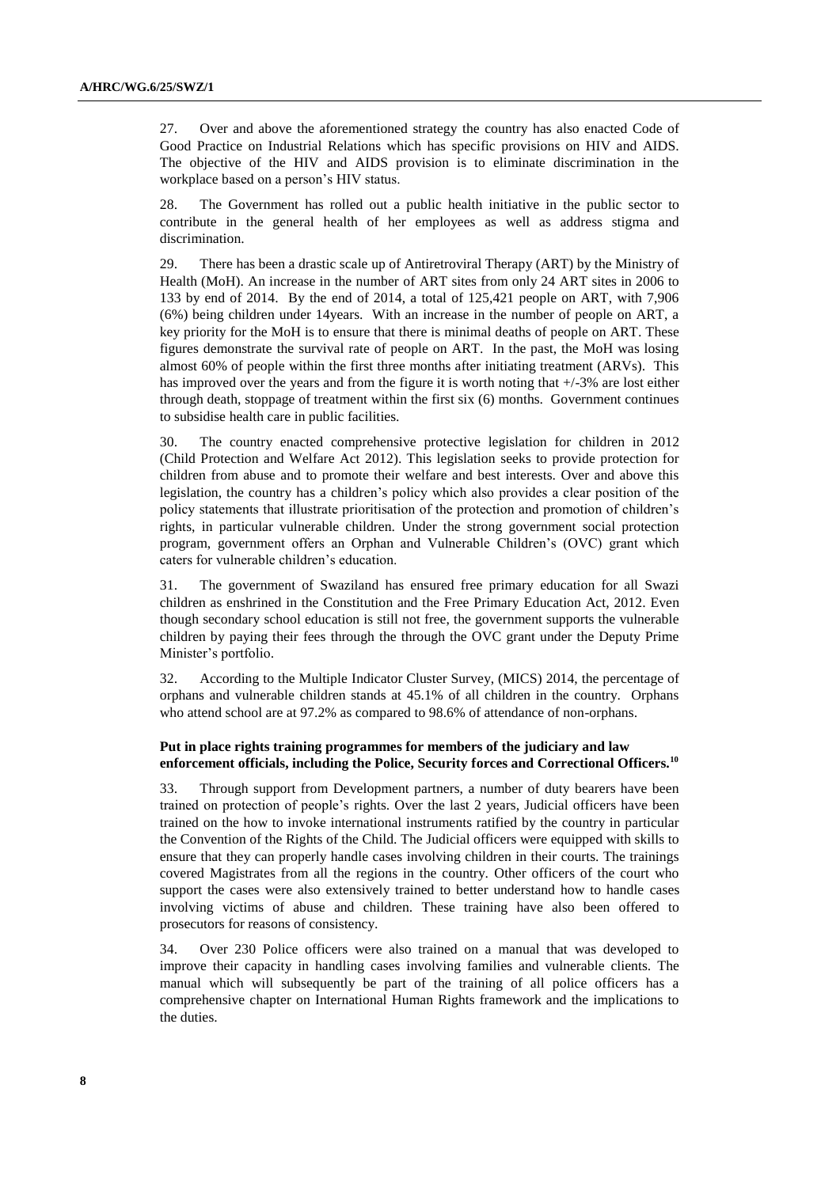27. Over and above the aforementioned strategy the country has also enacted Code of Good Practice on Industrial Relations which has specific provisions on HIV and AIDS. The objective of the HIV and AIDS provision is to eliminate discrimination in the workplace based on a person's HIV status.

28. The Government has rolled out a public health initiative in the public sector to contribute in the general health of her employees as well as address stigma and discrimination.

29. There has been a drastic scale up of Antiretroviral Therapy (ART) by the Ministry of Health (MoH). An increase in the number of ART sites from only 24 ART sites in 2006 to 133 by end of 2014. By the end of 2014, a total of 125,421 people on ART, with 7,906 (6%) being children under 14years. With an increase in the number of people on ART, a key priority for the MoH is to ensure that there is minimal deaths of people on ART. These figures demonstrate the survival rate of people on ART. In the past, the MoH was losing almost 60% of people within the first three months after initiating treatment (ARVs). This has improved over the years and from the figure it is worth noting that +/-3% are lost either through death, stoppage of treatment within the first six (6) months. Government continues to subsidise health care in public facilities.

30. The country enacted comprehensive protective legislation for children in 2012 (Child Protection and Welfare Act 2012). This legislation seeks to provide protection for children from abuse and to promote their welfare and best interests. Over and above this legislation, the country has a children's policy which also provides a clear position of the policy statements that illustrate prioritisation of the protection and promotion of children's rights, in particular vulnerable children. Under the strong government social protection program, government offers an Orphan and Vulnerable Children's (OVC) grant which caters for vulnerable children's education.

31. The government of Swaziland has ensured free primary education for all Swazi children as enshrined in the Constitution and the Free Primary Education Act, 2012. Even though secondary school education is still not free, the government supports the vulnerable children by paying their fees through the through the OVC grant under the Deputy Prime Minister's portfolio.

32. According to the Multiple Indicator Cluster Survey, (MICS) 2014, the percentage of orphans and vulnerable children stands at 45.1% of all children in the country. Orphans who attend school are at 97.2% as compared to 98.6% of attendance of non-orphans.

**Put in place rights training programmes for members of the judiciary and law enforcement officials, including the Police, Security forces and Correctional Officers.[10]**

33. Through support from Development partners, a number of duty bearers have been trained on protection of people's rights. Over the last 2 years, Judicial officers have been trained on the how to invoke international instruments ratified by the country in particular the Convention of the Rights of the Child. The Judicial officers were equipped with skills to ensure that they can properly handle cases involving children in their courts. The trainings covered Magistrates from all the regions in the country. Other officers of the court who support the cases were also extensively trained to better understand how to handle cases involving victims of abuse and children. These training have also been offered to prosecutors for reasons of consistency.

34. Over 230 Police officers were also trained on a manual that was developed to improve their capacity in handling cases involving families and vulnerable clients. The manual which will subsequently be part of the training of all police officers has a comprehensive chapter on International Human Rights framework and the implications to the duties.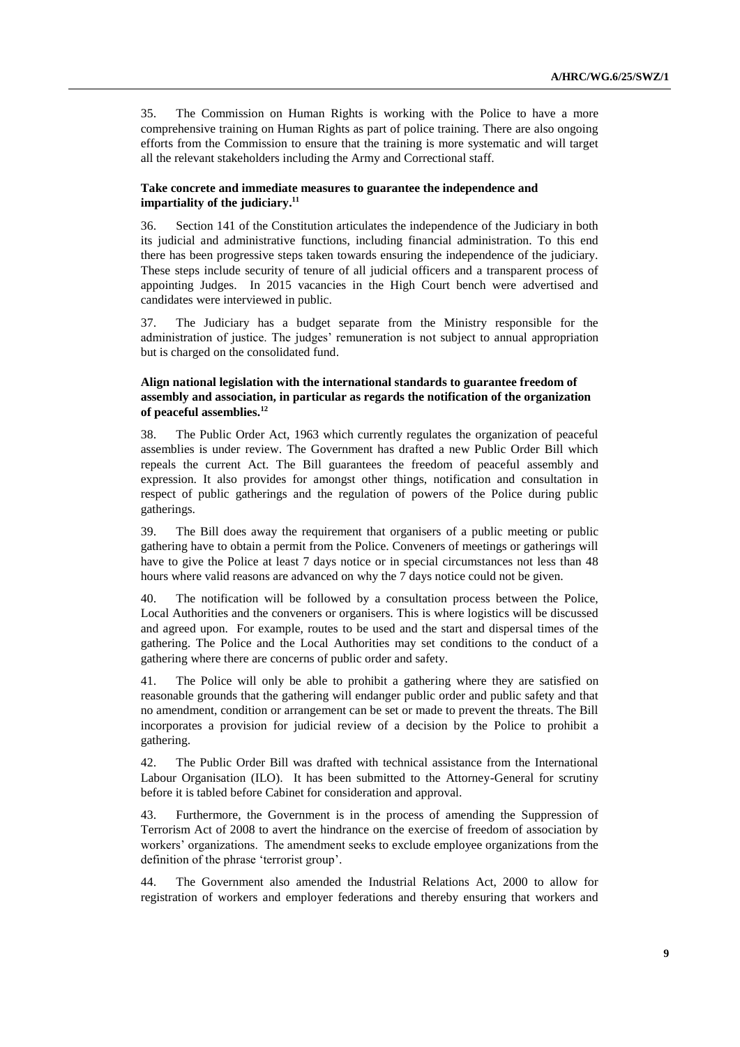35. The Commission on Human Rights is working with the Police to have a more comprehensive training on Human Rights as part of police training. There are also ongoing efforts from the Commission to ensure that the training is more systematic and will target all the relevant stakeholders including the Army and Correctional staff.

**Take concrete and immediate measures to guarantee the independence and impartiality of the judiciary.[11]**

36. Section 141 of the Constitution articulates the independence of the Judiciary in both its judicial and administrative functions, including financial administration. To this end there has been progressive steps taken towards ensuring the independence of the judiciary. These steps include security of tenure of all judicial officers and a transparent process of appointing Judges. In 2015 vacancies in the High Court bench were advertised and candidates were interviewed in public.

37. The Judiciary has a budget separate from the Ministry responsible for the administration of justice. The judges' remuneration is not subject to annual appropriation but is charged on the consolidated fund.

**Align national legislation with the international standards to guarantee freedom of assembly and association, in particular as regards the notification of the organization of peaceful assemblies.[12]**

38. The Public Order Act, 1963 which currently regulates the organization of peaceful assemblies is under review. The Government has drafted a new Public Order Bill which repeals the current Act. The Bill guarantees the freedom of peaceful assembly and expression. It also provides for amongst other things, notification and consultation in respect of public gatherings and the regulation of powers of the Police during public gatherings.

39. The Bill does away the requirement that organisers of a public meeting or public gathering have to obtain a permit from the Police. Conveners of meetings or gatherings will have to give the Police at least 7 days notice or in special circumstances not less than 48 hours where valid reasons are advanced on why the 7 days notice could not be given.

40. The notification will be followed by a consultation process between the Police, Local Authorities and the conveners or organisers. This is where logistics will be discussed and agreed upon. For example, routes to be used and the start and dispersal times of the gathering. The Police and the Local Authorities may set conditions to the conduct of a gathering where there are concerns of public order and safety.

41. The Police will only be able to prohibit a gathering where they are satisfied on reasonable grounds that the gathering will endanger public order and public safety and that no amendment, condition or arrangement can be set or made to prevent the threats. The Bill incorporates a provision for judicial review of a decision by the Police to prohibit a gathering.

42. The Public Order Bill was drafted with technical assistance from the International Labour Organisation (ILO). It has been submitted to the Attorney-General for scrutiny before it is tabled before Cabinet for consideration and approval.

43. Furthermore, the Government is in the process of amending the Suppression of Terrorism Act of 2008 to avert the hindrance on the exercise of freedom of association by workers' organizations. The amendment seeks to exclude employee organizations from the definition of the phrase 'terrorist group'.

44. The Government also amended the Industrial Relations Act, 2000 to allow for registration of workers and employer federations and thereby ensuring that workers and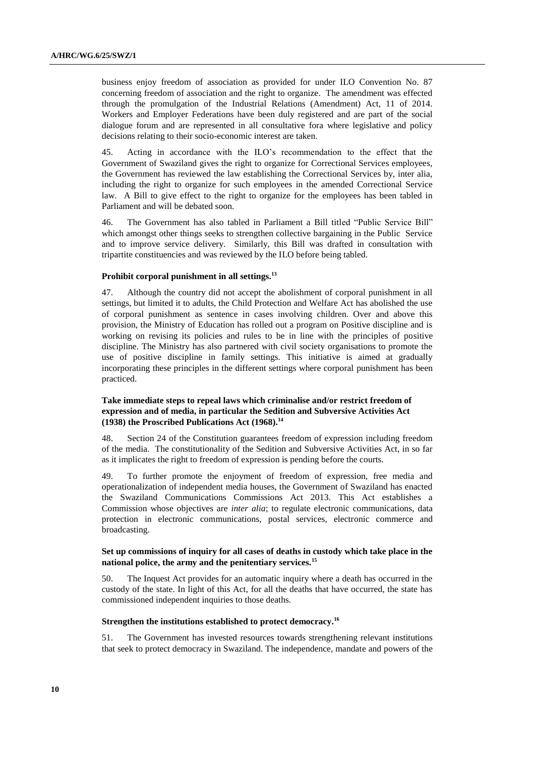business enjoy freedom of association as provided for under ILO Convention No. 87 concerning freedom of association and the right to organize. The amendment was effected through the promulgation of the Industrial Relations (Amendment) Act, 11 of 2014. Workers and Employer Federations have been duly registered and are part of the social dialogue forum and are represented in all consultative fora where legislative and policy decisions relating to their socio-economic interest are taken.

45. Acting in accordance with the ILO's recommendation to the effect that the Government of Swaziland gives the right to organize for Correctional Services employees, the Government has reviewed the law establishing the Correctional Services by, inter alia, including the right to organize for such employees in the amended Correctional Service law. A Bill to give effect to the right to organize for the employees has been tabled in Parliament and will be debated soon.

46. The Government has also tabled in Parliament a Bill titled "Public Service Bill" which amongst other things seeks to strengthen collective bargaining in the Public Service and to improve service delivery. Similarly, this Bill was drafted in consultation with tripartite constituencies and was reviewed by the ILO before being tabled.

**Prohibit corporal punishment in all settings.**[13]

47. Although the country did not accept the abolishment of corporal punishment in all settings, but limited it to adults, the Child Protection and Welfare Act has abolished the use of corporal punishment as sentence in cases involving children. Over and above this provision, the Ministry of Education has rolled out a program on Positive discipline and is working on revising its policies and rules to be in line with the principles of positive discipline. The Ministry has also partnered with civil society organisations to promote the use of positive discipline in family settings. This initiative is aimed at gradually incorporating these principles in the different settings where corporal punishment has been practiced.

**Take immediate steps to repeal laws which criminalise and/or restrict freedom of expression and of media, in particular the Sedition and Subversive Activities Act (1938) the Proscribed Publications Act (1968).**[14]

48. Section 24 of the Constitution guarantees freedom of expression including freedom of the media. The constitutionality of the Sedition and Subversive Activities Act, in so far as it implicates the right to freedom of expression is pending before the courts.

49. To further promote the enjoyment of freedom of expression, free media and operationalization of independent media houses, the Government of Swaziland has enacted the Swaziland Communications Commissions Act 2013. This Act establishes a Commission whose objectives are *inter alia*; to regulate electronic communications, data protection in electronic communications, postal services, electronic commerce and broadcasting.

**Set up commissions of inquiry for all cases of deaths in custody which take place in the national police, the army and the penitentiary services.**[15]

50. The Inquest Act provides for an automatic inquiry where a death has occurred in the custody of the state. In light of this Act, for all the deaths that have occurred, the state has commissioned independent inquiries to those deaths.

**Strengthen the institutions established to protect democracy.**[16]

51. The Government has invested resources towards strengthening relevant institutions that seek to protect democracy in Swaziland. The independence, mandate and powers of the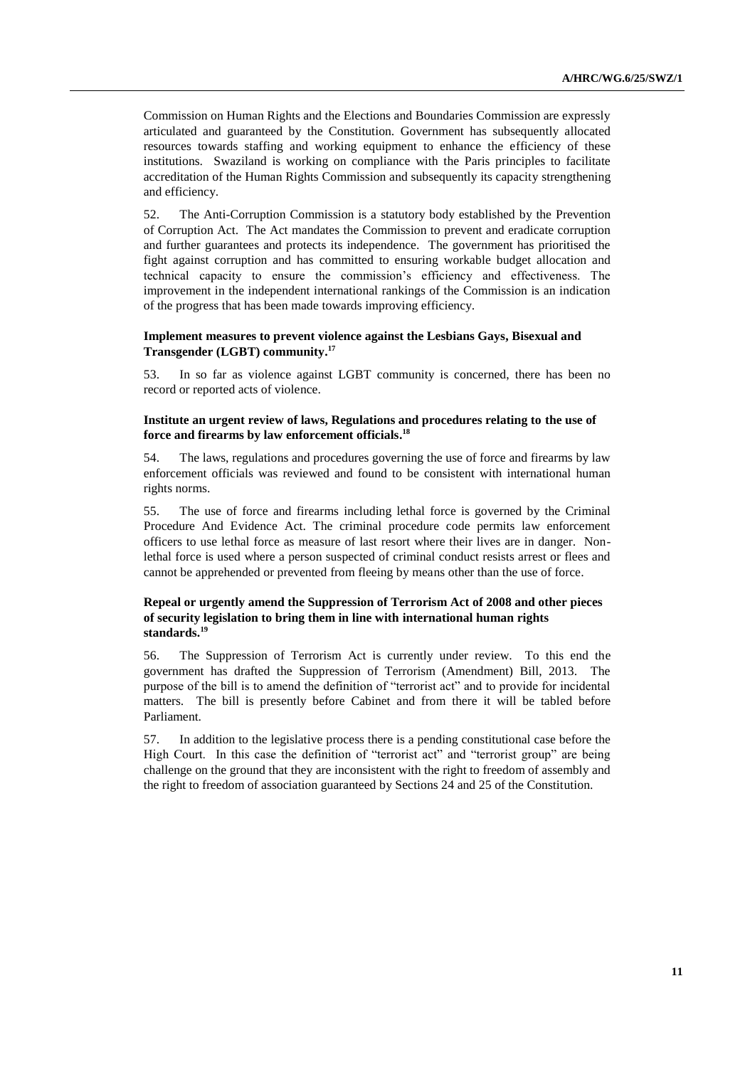Commission on Human Rights and the Elections and Boundaries Commission are expressly articulated and guaranteed by the Constitution. Government has subsequently allocated resources towards staffing and working equipment to enhance the efficiency of these institutions. Swaziland is working on compliance with the Paris principles to facilitate accreditation of the Human Rights Commission and subsequently its capacity strengthening and efficiency.

52. The Anti-Corruption Commission is a statutory body established by the Prevention of Corruption Act. The Act mandates the Commission to prevent and eradicate corruption and further guarantees and protects its independence. The government has prioritised the fight against corruption and has committed to ensuring workable budget allocation and technical capacity to ensure the commission's efficiency and effectiveness. The improvement in the independent international rankings of the Commission is an indication of the progress that has been made towards improving efficiency.

**Implement measures to prevent violence against the Lesbians Gays, Bisexual and Transgender (LGBT) community.**[17]

53. In so far as violence against LGBT community is concerned, there has been no record or reported acts of violence.

**Institute an urgent review of laws, Regulations and procedures relating to the use of force and firearms by law enforcement officials.**[18]

54. The laws, regulations and procedures governing the use of force and firearms by law enforcement officials was reviewed and found to be consistent with international human rights norms.

55. The use of force and firearms including lethal force is governed by the Criminal Procedure And Evidence Act. The criminal procedure code permits law enforcement officers to use lethal force as measure of last resort where their lives are in danger. Non-lethal force is used where a person suspected of criminal conduct resists arrest or flees and cannot be apprehended or prevented from fleeing by means other than the use of force.

**Repeal or urgently amend the Suppression of Terrorism Act of 2008 and other pieces of security legislation to bring them in line with international human rights standards.**[19]

56. The Suppression of Terrorism Act is currently under review. To this end the government has drafted the Suppression of Terrorism (Amendment) Bill, 2013. The purpose of the bill is to amend the definition of "terrorist act" and to provide for incidental matters. The bill is presently before Cabinet and from there it will be tabled before Parliament.

57. In addition to the legislative process there is a pending constitutional case before the High Court. In this case the definition of "terrorist act" and "terrorist group" are being challenge on the ground that they are inconsistent with the right to freedom of assembly and the right to freedom of association guaranteed by Sections 24 and 25 of the Constitution.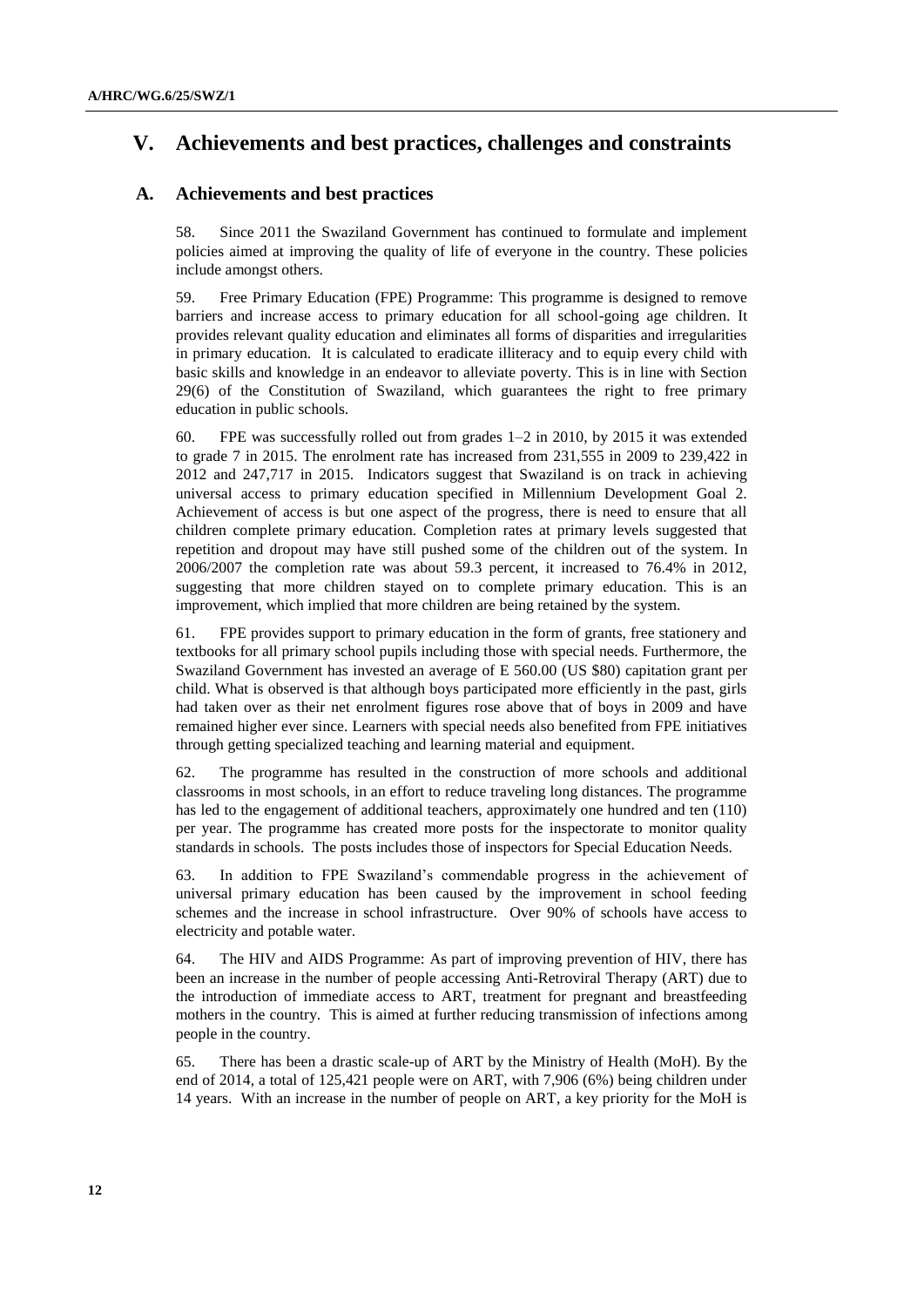# V. Achievements and best practices, challenges and constraints

## A. Achievements and best practices

58. Since 2011 the Swaziland Government has continued to formulate and implement policies aimed at improving the quality of life of everyone in the country. These policies include amongst others.

59. Free Primary Education (FPE) Programme: This programme is designed to remove barriers and increase access to primary education for all school-going age children. It provides relevant quality education and eliminates all forms of disparities and irregularities in primary education. It is calculated to eradicate illiteracy and to equip every child with basic skills and knowledge in an endeavor to alleviate poverty. This is in line with Section 29(6) of the Constitution of Swaziland, which guarantees the right to free primary education in public schools.

60. FPE was successfully rolled out from grades 1–2 in 2010, by 2015 it was extended to grade 7 in 2015. The enrolment rate has increased from 231,555 in 2009 to 239,422 in 2012 and 247,717 in 2015. Indicators suggest that Swaziland is on track in achieving universal access to primary education specified in Millennium Development Goal 2. Achievement of access is but one aspect of the progress, there is need to ensure that all children complete primary education. Completion rates at primary levels suggested that repetition and dropout may have still pushed some of the children out of the system. In 2006/2007 the completion rate was about 59.3 percent, it increased to 76.4% in 2012, suggesting that more children stayed on to complete primary education. This is an improvement, which implied that more children are being retained by the system.

61. FPE provides support to primary education in the form of grants, free stationery and textbooks for all primary school pupils including those with special needs. Furthermore, the Swaziland Government has invested an average of E 560.00 (US $80) capitation grant per child. What is observed is that although boys participated more efficiently in the past, girls had taken over as their net enrolment figures rose above that of boys in 2009 and have remained higher ever since. Learners with special needs also benefited from FPE initiatives through getting specialized teaching and learning material and equipment.

62. The programme has resulted in the construction of more schools and additional classrooms in most schools, in an effort to reduce traveling long distances. The programme has led to the engagement of additional teachers, approximately one hundred and ten (110) per year. The programme has created more posts for the inspectorate to monitor quality standards in schools. The posts includes those of inspectors for Special Education Needs.

63. In addition to FPE Swaziland's commendable progress in the achievement of universal primary education has been caused by the improvement in school feeding schemes and the increase in school infrastructure. Over 90% of schools have access to electricity and potable water.

64. The HIV and AIDS Programme: As part of improving prevention of HIV, there has been an increase in the number of people accessing Anti-Retroviral Therapy (ART) due to the introduction of immediate access to ART, treatment for pregnant and breastfeeding mothers in the country. This is aimed at further reducing transmission of infections among people in the country.

65. There has been a drastic scale-up of ART by the Ministry of Health (MoH). By the end of 2014, a total of 125,421 people were on ART, with 7,906 (6%) being children under 14 years. With an increase in the number of people on ART, a key priority for the MoH is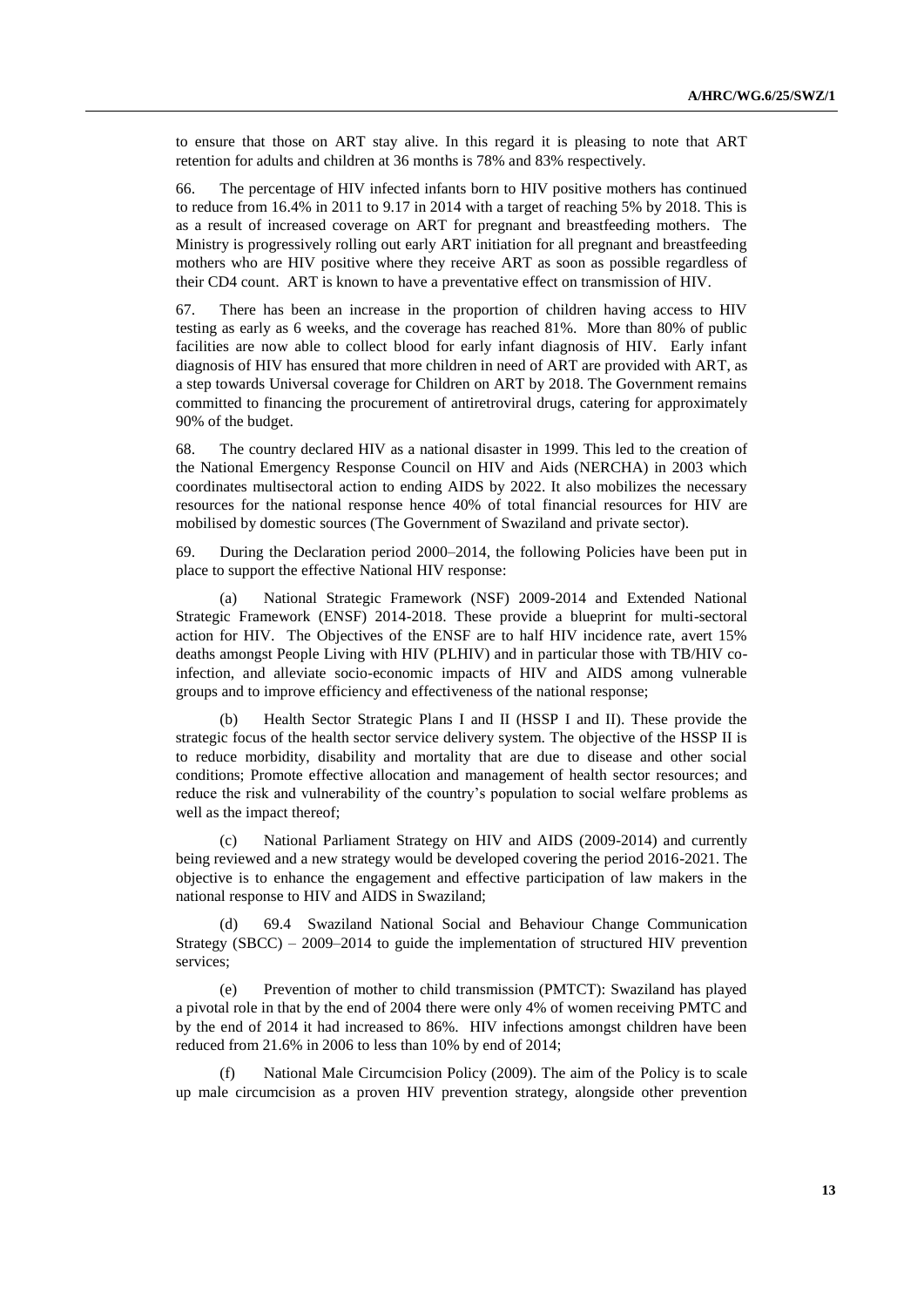to ensure that those on ART stay alive. In this regard it is pleasing to note that ART retention for adults and children at 36 months is 78% and 83% respectively.

66. The percentage of HIV infected infants born to HIV positive mothers has continued to reduce from 16.4% in 2011 to 9.17 in 2014 with a target of reaching 5% by 2018. This is as a result of increased coverage on ART for pregnant and breastfeeding mothers. The Ministry is progressively rolling out early ART initiation for all pregnant and breastfeeding mothers who are HIV positive where they receive ART as soon as possible regardless of their CD4 count. ART is known to have a preventative effect on transmission of HIV.

67. There has been an increase in the proportion of children having access to HIV testing as early as 6 weeks, and the coverage has reached 81%. More than 80% of public facilities are now able to collect blood for early infant diagnosis of HIV. Early infant diagnosis of HIV has ensured that more children in need of ART are provided with ART, as a step towards Universal coverage for Children on ART by 2018. The Government remains committed to financing the procurement of antiretroviral drugs, catering for approximately 90% of the budget.

68. The country declared HIV as a national disaster in 1999. This led to the creation of the National Emergency Response Council on HIV and Aids (NERCHA) in 2003 which coordinates multisectoral action to ending AIDS by 2022. It also mobilizes the necessary resources for the national response hence 40% of total financial resources for HIV are mobilised by domestic sources (The Government of Swaziland and private sector).

69. During the Declaration period 2000–2014, the following Policies have been put in place to support the effective National HIV response:

(a) National Strategic Framework (NSF) 2009-2014 and Extended National Strategic Framework (ENSF) 2014-2018. These provide a blueprint for multi-sectoral action for HIV. The Objectives of the ENSF are to half HIV incidence rate, avert 15% deaths amongst People Living with HIV (PLHIV) and in particular those with TB/HIV co-infection, and alleviate socio-economic impacts of HIV and AIDS among vulnerable groups and to improve efficiency and effectiveness of the national response;

(b) Health Sector Strategic Plans I and II (HSSP I and II). These provide the strategic focus of the health sector service delivery system. The objective of the HSSP II is to reduce morbidity, disability and mortality that are due to disease and other social conditions; Promote effective allocation and management of health sector resources; and reduce the risk and vulnerability of the country's population to social welfare problems as well as the impact thereof;

(c) National Parliament Strategy on HIV and AIDS (2009-2014) and currently being reviewed and a new strategy would be developed covering the period 2016-2021. The objective is to enhance the engagement and effective participation of law makers in the national response to HIV and AIDS in Swaziland;

(d) 69.4 Swaziland National Social and Behaviour Change Communication Strategy (SBCC) – 2009–2014 to guide the implementation of structured HIV prevention services;

(e) Prevention of mother to child transmission (PMTCT): Swaziland has played a pivotal role in that by the end of 2004 there were only 4% of women receiving PMTC and by the end of 2014 it had increased to 86%. HIV infections amongst children have been reduced from 21.6% in 2006 to less than 10% by end of 2014;

(f) National Male Circumcision Policy (2009). The aim of the Policy is to scale up male circumcision as a proven HIV prevention strategy, alongside other prevention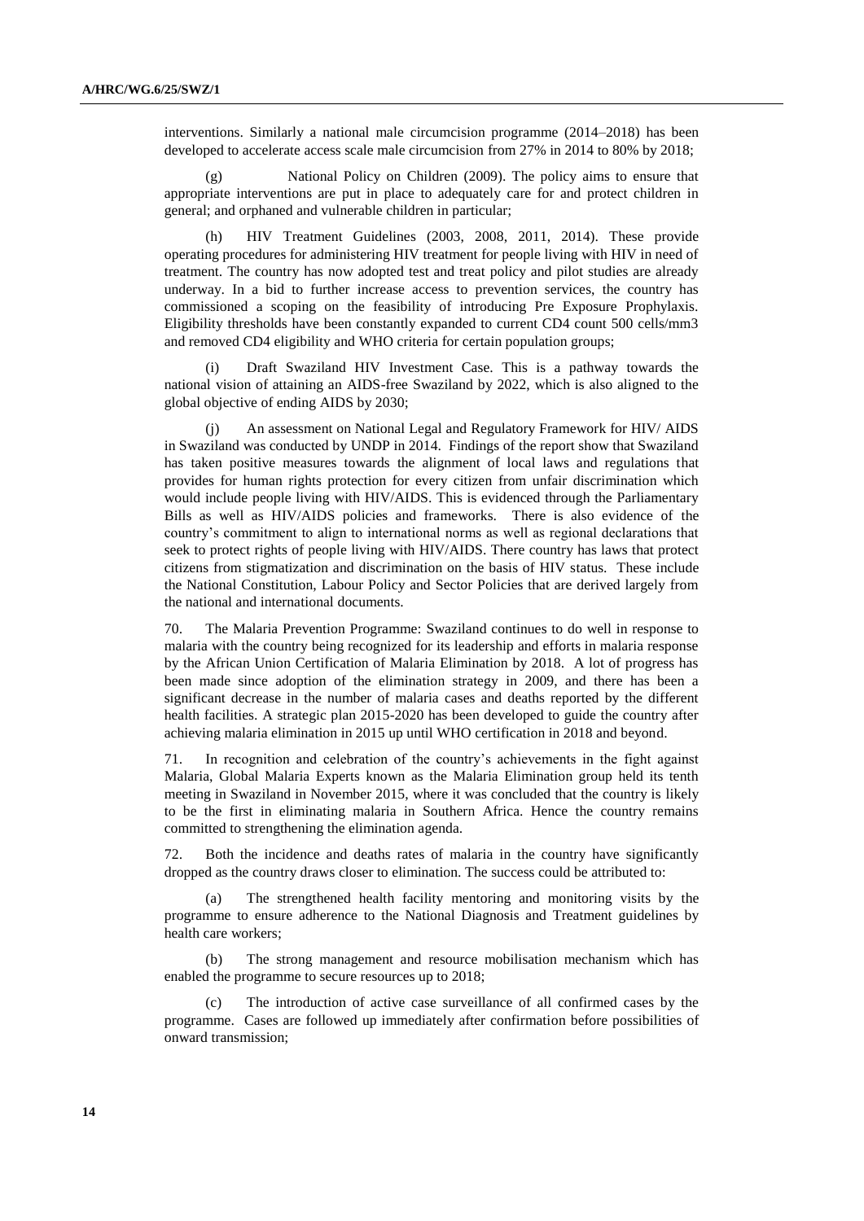interventions. Similarly a national male circumcision programme (2014–2018) has been developed to accelerate access scale male circumcision from 27% in 2014 to 80% by 2018;

(g) National Policy on Children (2009). The policy aims to ensure that appropriate interventions are put in place to adequately care for and protect children in general; and orphaned and vulnerable children in particular;

(h) HIV Treatment Guidelines (2003, 2008, 2011, 2014). These provide operating procedures for administering HIV treatment for people living with HIV in need of treatment. The country has now adopted test and treat policy and pilot studies are already underway. In a bid to further increase access to prevention services, the country has commissioned a scoping on the feasibility of introducing Pre Exposure Prophylaxis. Eligibility thresholds have been constantly expanded to current CD4 count 500 cells/mm3 and removed CD4 eligibility and WHO criteria for certain population groups;

(i) Draft Swaziland HIV Investment Case. This is a pathway towards the national vision of attaining an AIDS-free Swaziland by 2022, which is also aligned to the global objective of ending AIDS by 2030;

(j) An assessment on National Legal and Regulatory Framework for HIV/ AIDS in Swaziland was conducted by UNDP in 2014. Findings of the report show that Swaziland has taken positive measures towards the alignment of local laws and regulations that provides for human rights protection for every citizen from unfair discrimination which would include people living with HIV/AIDS. This is evidenced through the Parliamentary Bills as well as HIV/AIDS policies and frameworks. There is also evidence of the country's commitment to align to international norms as well as regional declarations that seek to protect rights of people living with HIV/AIDS. There country has laws that protect citizens from stigmatization and discrimination on the basis of HIV status. These include the National Constitution, Labour Policy and Sector Policies that are derived largely from the national and international documents.

70. The Malaria Prevention Programme: Swaziland continues to do well in response to malaria with the country being recognized for its leadership and efforts in malaria response by the African Union Certification of Malaria Elimination by 2018. A lot of progress has been made since adoption of the elimination strategy in 2009, and there has been a significant decrease in the number of malaria cases and deaths reported by the different health facilities. A strategic plan 2015-2020 has been developed to guide the country after achieving malaria elimination in 2015 up until WHO certification in 2018 and beyond.

71. In recognition and celebration of the country's achievements in the fight against Malaria, Global Malaria Experts known as the Malaria Elimination group held its tenth meeting in Swaziland in November 2015, where it was concluded that the country is likely to be the first in eliminating malaria in Southern Africa. Hence the country remains committed to strengthening the elimination agenda.

72. Both the incidence and deaths rates of malaria in the country have significantly dropped as the country draws closer to elimination. The success could be attributed to:

(a) The strengthened health facility mentoring and monitoring visits by the programme to ensure adherence to the National Diagnosis and Treatment guidelines by health care workers;

(b) The strong management and resource mobilisation mechanism which has enabled the programme to secure resources up to 2018;

(c) The introduction of active case surveillance of all confirmed cases by the programme. Cases are followed up immediately after confirmation before possibilities of onward transmission;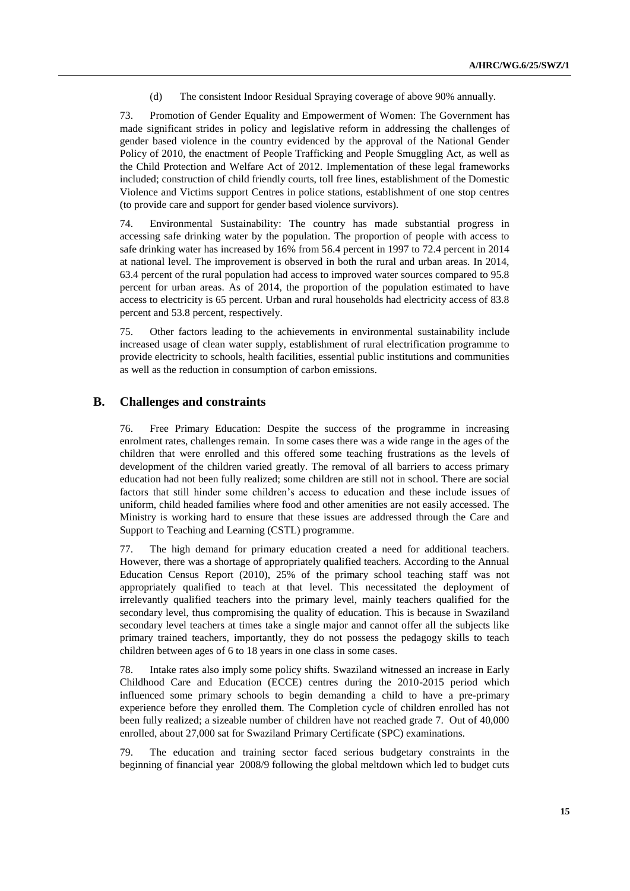(d) The consistent Indoor Residual Spraying coverage of above 90% annually.

73. Promotion of Gender Equality and Empowerment of Women: The Government has made significant strides in policy and legislative reform in addressing the challenges of gender based violence in the country evidenced by the approval of the National Gender Policy of 2010, the enactment of People Trafficking and People Smuggling Act, as well as the Child Protection and Welfare Act of 2012. Implementation of these legal frameworks included; construction of child friendly courts, toll free lines, establishment of the Domestic Violence and Victims support Centres in police stations, establishment of one stop centres (to provide care and support for gender based violence survivors).

74. Environmental Sustainability: The country has made substantial progress in accessing safe drinking water by the population. The proportion of people with access to safe drinking water has increased by 16% from 56.4 percent in 1997 to 72.4 percent in 2014 at national level. The improvement is observed in both the rural and urban areas. In 2014, 63.4 percent of the rural population had access to improved water sources compared to 95.8 percent for urban areas. As of 2014, the proportion of the population estimated to have access to electricity is 65 percent. Urban and rural households had electricity access of 83.8 percent and 53.8 percent, respectively.

75. Other factors leading to the achievements in environmental sustainability include increased usage of clean water supply, establishment of rural electrification programme to provide electricity to schools, health facilities, essential public institutions and communities as well as the reduction in consumption of carbon emissions.

## B. Challenges and constraints

76. Free Primary Education: Despite the success of the programme in increasing enrolment rates, challenges remain. In some cases there was a wide range in the ages of the children that were enrolled and this offered some teaching frustrations as the levels of development of the children varied greatly. The removal of all barriers to access primary education had not been fully realized; some children are still not in school. There are social factors that still hinder some children's access to education and these include issues of uniform, child headed families where food and other amenities are not easily accessed. The Ministry is working hard to ensure that these issues are addressed through the Care and Support to Teaching and Learning (CSTL) programme.

77. The high demand for primary education created a need for additional teachers. However, there was a shortage of appropriately qualified teachers. According to the Annual Education Census Report (2010), 25% of the primary school teaching staff was not appropriately qualified to teach at that level. This necessitated the deployment of irrelevantly qualified teachers into the primary level, mainly teachers qualified for the secondary level, thus compromising the quality of education. This is because in Swaziland secondary level teachers at times take a single major and cannot offer all the subjects like primary trained teachers, importantly, they do not possess the pedagogy skills to teach children between ages of 6 to 18 years in one class in some cases.

78. Intake rates also imply some policy shifts. Swaziland witnessed an increase in Early Childhood Care and Education (ECCE) centres during the 2010-2015 period which influenced some primary schools to begin demanding a child to have a pre-primary experience before they enrolled them. The Completion cycle of children enrolled has not been fully realized; a sizeable number of children have not reached grade 7. Out of 40,000 enrolled, about 27,000 sat for Swaziland Primary Certificate (SPC) examinations.

79. The education and training sector faced serious budgetary constraints in the beginning of financial year 2008/9 following the global meltdown which led to budget cuts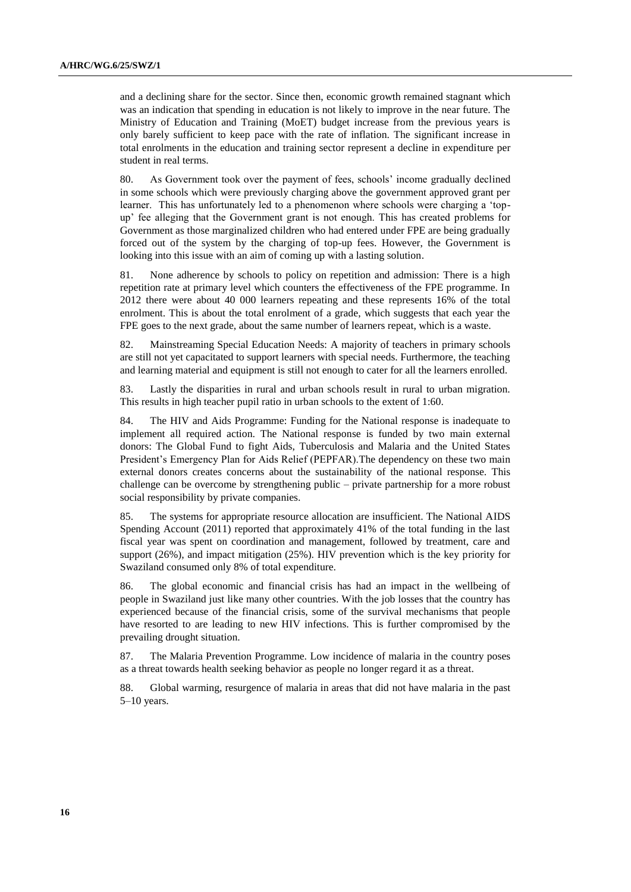and a declining share for the sector. Since then, economic growth remained stagnant which was an indication that spending in education is not likely to improve in the near future. The Ministry of Education and Training (MoET) budget increase from the previous years is only barely sufficient to keep pace with the rate of inflation. The significant increase in total enrolments in the education and training sector represent a decline in expenditure per student in real terms.

80. As Government took over the payment of fees, schools' income gradually declined in some schools which were previously charging above the government approved grant per learner. This has unfortunately led to a phenomenon where schools were charging a 'top-up' fee alleging that the Government grant is not enough. This has created problems for Government as those marginalized children who had entered under FPE are being gradually forced out of the system by the charging of top-up fees. However, the Government is looking into this issue with an aim of coming up with a lasting solution.

81. None adherence by schools to policy on repetition and admission: There is a high repetition rate at primary level which counters the effectiveness of the FPE programme. In 2012 there were about 40 000 learners repeating and these represents 16% of the total enrolment. This is about the total enrolment of a grade, which suggests that each year the FPE goes to the next grade, about the same number of learners repeat, which is a waste.

82. Mainstreaming Special Education Needs: A majority of teachers in primary schools are still not yet capacitated to support learners with special needs. Furthermore, the teaching and learning material and equipment is still not enough to cater for all the learners enrolled.

83. Lastly the disparities in rural and urban schools result in rural to urban migration. This results in high teacher pupil ratio in urban schools to the extent of 1:60.

84. The HIV and Aids Programme: Funding for the National response is inadequate to implement all required action. The National response is funded by two main external donors: The Global Fund to fight Aids, Tuberculosis and Malaria and the United States President's Emergency Plan for Aids Relief (PEPFAR).The dependency on these two main external donors creates concerns about the sustainability of the national response. This challenge can be overcome by strengthening public – private partnership for a more robust social responsibility by private companies.

85. The systems for appropriate resource allocation are insufficient. The National AIDS Spending Account (2011) reported that approximately 41% of the total funding in the last fiscal year was spent on coordination and management, followed by treatment, care and support (26%), and impact mitigation (25%). HIV prevention which is the key priority for Swaziland consumed only 8% of total expenditure.

86. The global economic and financial crisis has had an impact in the wellbeing of people in Swaziland just like many other countries. With the job losses that the country has experienced because of the financial crisis, some of the survival mechanisms that people have resorted to are leading to new HIV infections. This is further compromised by the prevailing drought situation.

87. The Malaria Prevention Programme. Low incidence of malaria in the country poses as a threat towards health seeking behavior as people no longer regard it as a threat.

88. Global warming, resurgence of malaria in areas that did not have malaria in the past 5–10 years.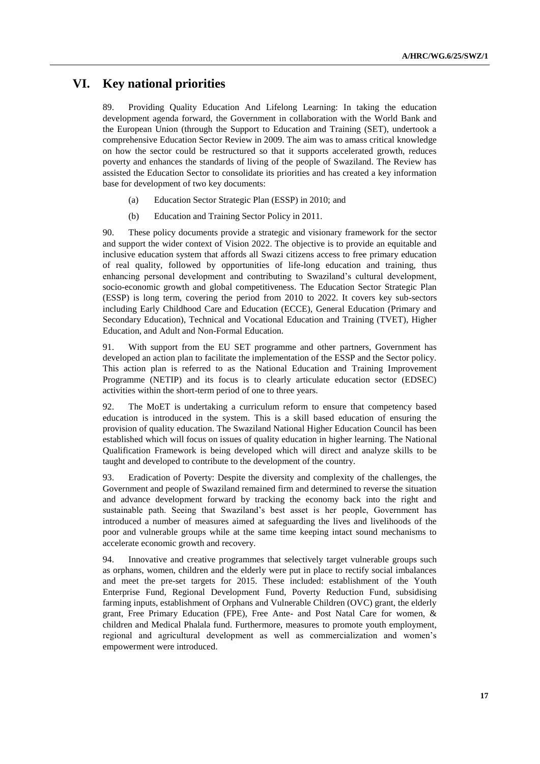# VI. Key national priorities

89. Providing Quality Education And Lifelong Learning: In taking the education development agenda forward, the Government in collaboration with the World Bank and the European Union (through the Support to Education and Training (SET), undertook a comprehensive Education Sector Review in 2009. The aim was to amass critical knowledge on how the sector could be restructured so that it supports accelerated growth, reduces poverty and enhances the standards of living of the people of Swaziland. The Review has assisted the Education Sector to consolidate its priorities and has created a key information base for development of two key documents:

(a) Education Sector Strategic Plan (ESSP) in 2010; and

(b) Education and Training Sector Policy in 2011.

90. These policy documents provide a strategic and visionary framework for the sector and support the wider context of Vision 2022. The objective is to provide an equitable and inclusive education system that affords all Swazi citizens access to free primary education of real quality, followed by opportunities of life-long education and training, thus enhancing personal development and contributing to Swaziland's cultural development, socio-economic growth and global competitiveness. The Education Sector Strategic Plan (ESSP) is long term, covering the period from 2010 to 2022. It covers key sub-sectors including Early Childhood Care and Education (ECCE), General Education (Primary and Secondary Education), Technical and Vocational Education and Training (TVET), Higher Education, and Adult and Non-Formal Education.

91. With support from the EU SET programme and other partners, Government has developed an action plan to facilitate the implementation of the ESSP and the Sector policy. This action plan is referred to as the National Education and Training Improvement Programme (NETIP) and its focus is to clearly articulate education sector (EDSEC) activities within the short-term period of one to three years.

92. The MoET is undertaking a curriculum reform to ensure that competency based education is introduced in the system. This is a skill based education of ensuring the provision of quality education. The Swaziland National Higher Education Council has been established which will focus on issues of quality education in higher learning. The National Qualification Framework is being developed which will direct and analyze skills to be taught and developed to contribute to the development of the country.

93. Eradication of Poverty: Despite the diversity and complexity of the challenges, the Government and people of Swaziland remained firm and determined to reverse the situation and advance development forward by tracking the economy back into the right and sustainable path. Seeing that Swaziland's best asset is her people, Government has introduced a number of measures aimed at safeguarding the lives and livelihoods of the poor and vulnerable groups while at the same time keeping intact sound mechanisms to accelerate economic growth and recovery.

94. Innovative and creative programmes that selectively target vulnerable groups such as orphans, women, children and the elderly were put in place to rectify social imbalances and meet the pre-set targets for 2015. These included: establishment of the Youth Enterprise Fund, Regional Development Fund, Poverty Reduction Fund, subsidising farming inputs, establishment of Orphans and Vulnerable Children (OVC) grant, the elderly grant, Free Primary Education (FPE), Free Ante- and Post Natal Care for women, & children and Medical Phalala fund. Furthermore, measures to promote youth employment, regional and agricultural development as well as commercialization and women's empowerment were introduced.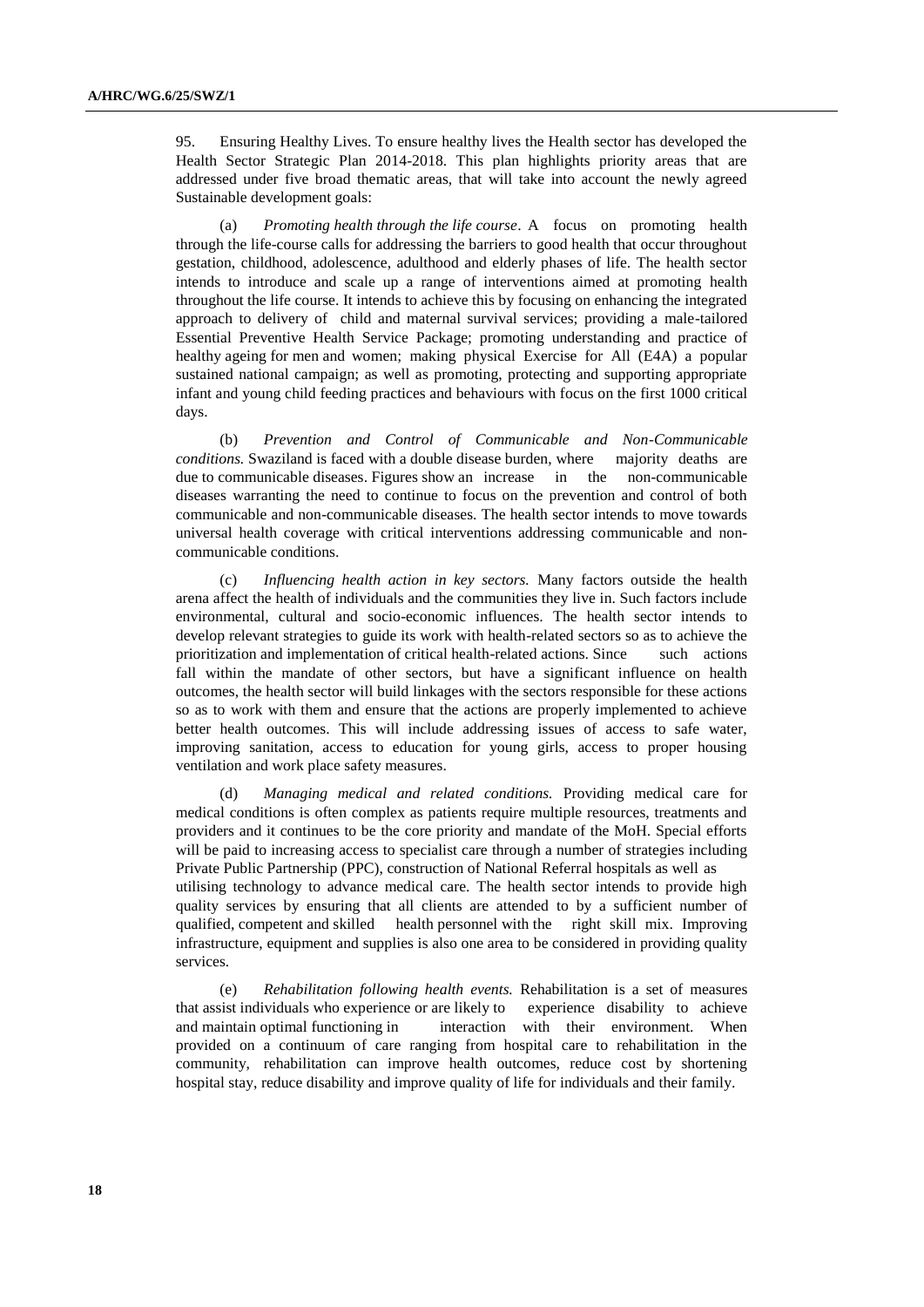95. Ensuring Healthy Lives. To ensure healthy lives the Health sector has developed the Health Sector Strategic Plan 2014-2018. This plan highlights priority areas that are addressed under five broad thematic areas, that will take into account the newly agreed Sustainable development goals:

(a) *Promoting health through the life course*. A focus on promoting health through the life-course calls for addressing the barriers to good health that occur throughout gestation, childhood, adolescence, adulthood and elderly phases of life. The health sector intends to introduce and scale up a range of interventions aimed at promoting health throughout the life course. It intends to achieve this by focusing on enhancing the integrated approach to delivery of child and maternal survival services; providing a male-tailored Essential Preventive Health Service Package; promoting understanding and practice of healthy ageing for men and women; making physical Exercise for All (E4A) a popular sustained national campaign; as well as promoting, protecting and supporting appropriate infant and young child feeding practices and behaviours with focus on the first 1000 critical days.

(b) *Prevention and Control of Communicable and Non-Communicable conditions.* Swaziland is faced with a double disease burden, where majority deaths are due to communicable diseases. Figures show an increase in the non-communicable diseases warranting the need to continue to focus on the prevention and control of both communicable and non-communicable diseases. The health sector intends to move towards universal health coverage with critical interventions addressing communicable and non-communicable conditions.

(c) *Influencing health action in key sectors.* Many factors outside the health arena affect the health of individuals and the communities they live in. Such factors include environmental, cultural and socio-economic influences. The health sector intends to develop relevant strategies to guide its work with health-related sectors so as to achieve the prioritization and implementation of critical health-related actions. Since such actions fall within the mandate of other sectors, but have a significant influence on health outcomes, the health sector will build linkages with the sectors responsible for these actions so as to work with them and ensure that the actions are properly implemented to achieve better health outcomes. This will include addressing issues of access to safe water, improving sanitation, access to education for young girls, access to proper housing ventilation and work place safety measures.

(d) *Managing medical and related conditions.* Providing medical care for medical conditions is often complex as patients require multiple resources, treatments and providers and it continues to be the core priority and mandate of the MoH. Special efforts will be paid to increasing access to specialist care through a number of strategies including Private Public Partnership (PPC), construction of National Referral hospitals as well as utilising technology to advance medical care. The health sector intends to provide high quality services by ensuring that all clients are attended to by a sufficient number of qualified, competent and skilled health personnel with the right skill mix. Improving infrastructure, equipment and supplies is also one area to be considered in providing quality services.

(e) *Rehabilitation following health events.* Rehabilitation is a set of measures that assist individuals who experience or are likely to experience disability to achieve and maintain optimal functioning in interaction with their environment. When provided on a continuum of care ranging from hospital care to rehabilitation in the community, rehabilitation can improve health outcomes, reduce cost by shortening hospital stay, reduce disability and improve quality of life for individuals and their family.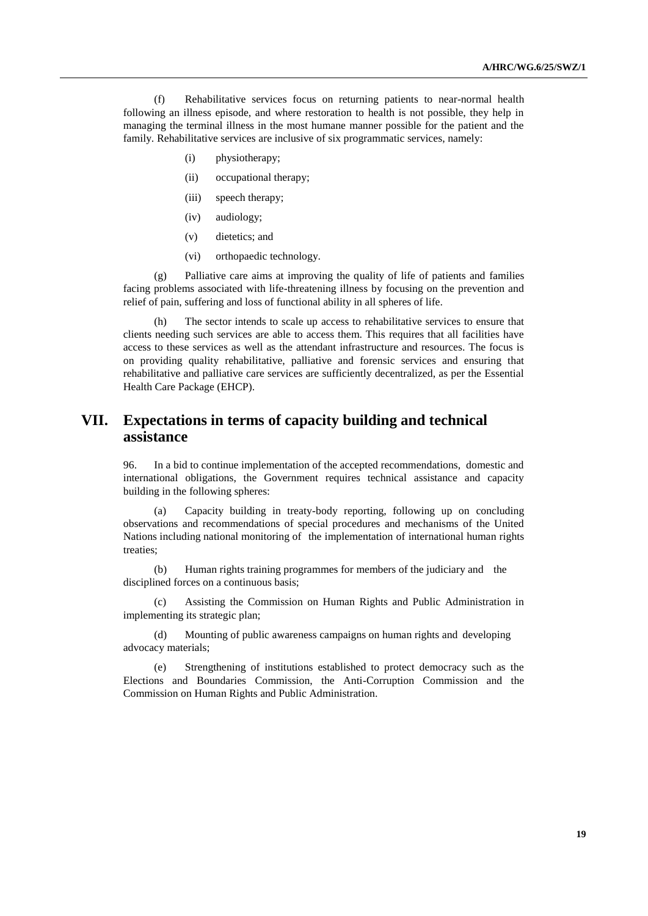(f) Rehabilitative services focus on returning patients to near-normal health following an illness episode, and where restoration to health is not possible, they help in managing the terminal illness in the most humane manner possible for the patient and the family. Rehabilitative services are inclusive of six programmatic services, namely:

(i) physiotherapy;

(ii) occupational therapy;

(iii) speech therapy;

(iv) audiology;

(v) dietetics; and

(vi) orthopaedic technology.

(g) Palliative care aims at improving the quality of life of patients and families facing problems associated with life-threatening illness by focusing on the prevention and relief of pain, suffering and loss of functional ability in all spheres of life.

(h) The sector intends to scale up access to rehabilitative services to ensure that clients needing such services are able to access them. This requires that all facilities have access to these services as well as the attendant infrastructure and resources. The focus is on providing quality rehabilitative, palliative and forensic services and ensuring that rehabilitative and palliative care services are sufficiently decentralized, as per the Essential Health Care Package (EHCP).

# VII. Expectations in terms of capacity building and technical assistance

96. In a bid to continue implementation of the accepted recommendations, domestic and international obligations, the Government requires technical assistance and capacity building in the following spheres:

(a) Capacity building in treaty-body reporting, following up on concluding observations and recommendations of special procedures and mechanisms of the United Nations including national monitoring of the implementation of international human rights treaties;

(b) Human rights training programmes for members of the judiciary and the disciplined forces on a continuous basis;

(c) Assisting the Commission on Human Rights and Public Administration in implementing its strategic plan;

(d) Mounting of public awareness campaigns on human rights and developing advocacy materials;

(e) Strengthening of institutions established to protect democracy such as the Elections and Boundaries Commission, the Anti-Corruption Commission and the Commission on Human Rights and Public Administration.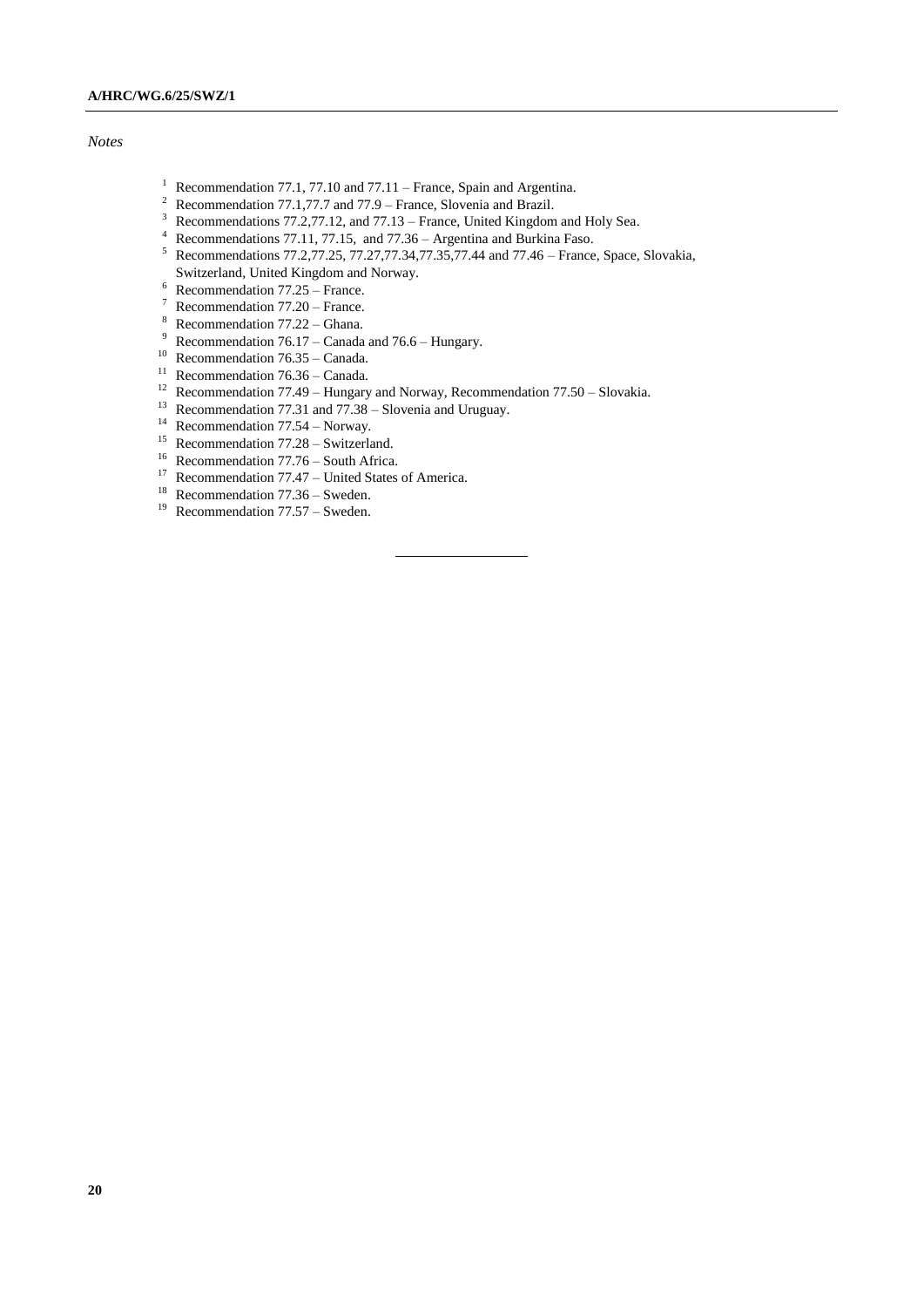*Notes*

1 Recommendation 77.1, 77.10 and 77.11 – France, Spain and Argentina.
2 Recommendation 77.1,77.7 and 77.9 – France, Slovenia and Brazil.
3 Recommendations 77.2,77.12, and 77.13 – France, United Kingdom and Holy Sea.
4 Recommendations 77.11, 77.15, and 77.36 – Argentina and Burkina Faso.
5 Recommendations 77.2,77.25, 77.27,77.34,77.35,77.44 and 77.46 – France, Space, Slovakia, Switzerland, United Kingdom and Norway.
6 Recommendation 77.25 – France.
7 Recommendation 77.20 – France.
8 Recommendation 77.22 – Ghana.
9 Recommendation 76.17 – Canada and 76.6 – Hungary.
10 Recommendation 76.35 – Canada.
11 Recommendation 76.36 – Canada.
12 Recommendation 77.49 – Hungary and Norway, Recommendation 77.50 – Slovakia.
13 Recommendation 77.31 and 77.38 – Slovenia and Uruguay.
14 Recommendation 77.54 – Norway.
15 Recommendation 77.28 – Switzerland.
16 Recommendation 77.76 – South Africa.
17 Recommendation 77.47 – United States of America.
18 Recommendation 77.36 – Sweden.
19 Recommendation 77.57 – Sweden.